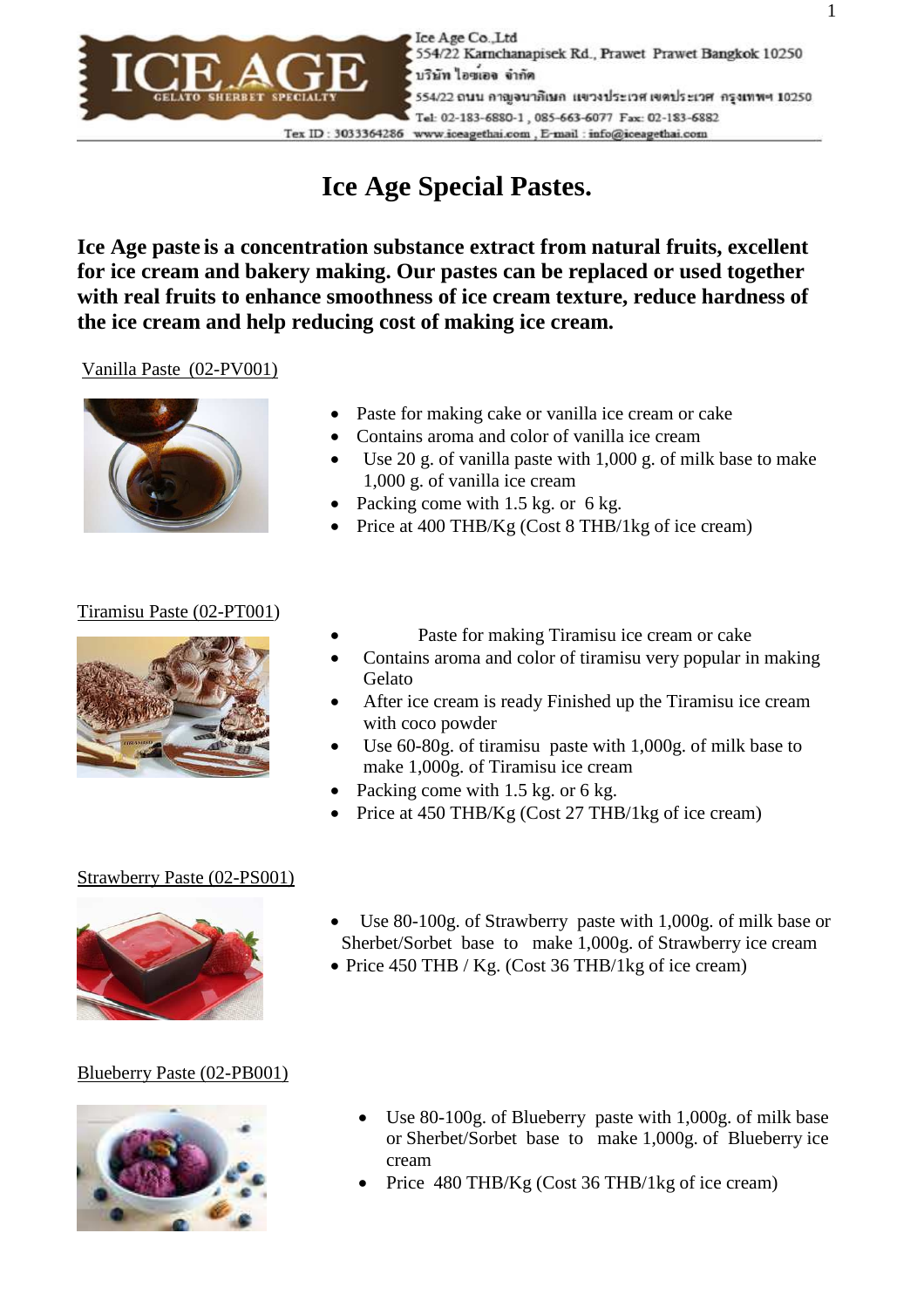Ice Age Co.,Ltd
554/22 Karnchanapisek Rd., Prawet Prawet Bangkok 10250
บริษัท ไอซ์เอจ จำกัด
554/22 ถนน กาญจนาภิเษก แขวงประเวศ เขตประเวศ กรุงเทพฯ 10250
Tel: 02-183-6880-1 , 085-663-6077 Fax: 02-183-6882
Tex ID : 3033364286 www.iceagethai.com , E-mail : info@iceagethai.com

# Ice Age Special Pastes.

**Ice Age paste is a concentration substance extract from natural fruits, excellent for ice cream and bakery making. Our pastes can be replaced or used together with real fruits to enhance smoothness of ice cream texture, reduce hardness of the ice cream and help reducing cost of making ice cream.**

Vanilla Paste (02-PV001)

- Paste for making cake or vanilla ice cream or cake
- Contains aroma and color of vanilla ice cream
- Use 20 g. of vanilla paste with 1,000 g. of milk base to make 1,000 g. of vanilla ice cream
- Packing come with 1.5 kg. or 6 kg.
- Price at 400 THB/Kg (Cost 8 THB/1kg of ice cream)

Tiramisu Paste (02-PT001)

- Paste for making Tiramisu ice cream or cake
- Contains aroma and color of tiramisu very popular in making Gelato
- After ice cream is ready Finished up the Tiramisu ice cream with coco powder
- Use 60-80g. of tiramisu paste with 1,000g. of milk base to make 1,000g. of Tiramisu ice cream
- Packing come with 1.5 kg. or 6 kg.
- Price at 450 THB/Kg (Cost 27 THB/1kg of ice cream)

Strawberry Paste (02-PS001)

- Use 80-100g. of Strawberry paste with 1,000g. of milk base or Sherbet/Sorbet base to make 1,000g. of Strawberry ice cream
- Price 450 THB / Kg. (Cost 36 THB/1kg of ice cream)

Blueberry Paste (02-PB001)

- Use 80-100g. of Blueberry paste with 1,000g. of milk base or Sherbet/Sorbet base to make 1,000g. of Blueberry ice cream
- Price 480 THB/Kg (Cost 36 THB/1kg of ice cream)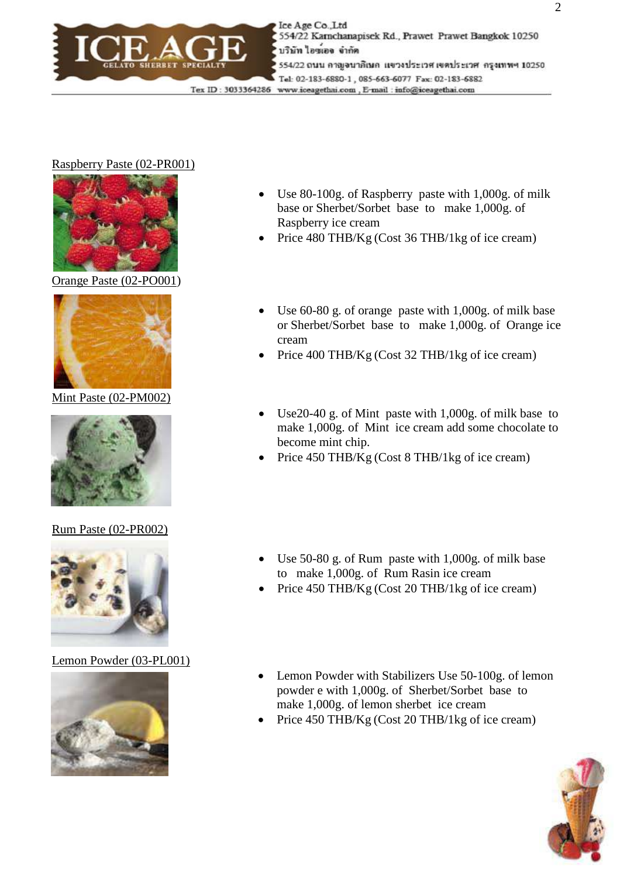Ice Age Co.,Ltd
554/22 Karnchanapisek Rd., Prawet Prawet Bangkok 10250
บริษัท ไอซ์เอจ จำกัด
554/22 ถนน กาญจนาภิเษก แขวงประเวศ เขตประเวศ กรุงเทพฯ 10250
Tel: 02-183-6880-1 , 085-663-6077 Fax: 02-183-6882
Tax ID : 3033364286 www.iceagethai.com , E-mail : info@iceagethai.com

Raspberry Paste (02-PR001)

- Use 80-100g. of Raspberry paste with 1,000g. of milk base or Sherbet/Sorbet base to make 1,000g. of Raspberry ice cream
- Price 480 THB/Kg (Cost 36 THB/1kg of ice cream)

Orange Paste (02-PO001)

- Use 60-80 g. of orange paste with 1,000g. of milk base or Sherbet/Sorbet base to make 1,000g. of Orange ice cream
- Price 400 THB/Kg (Cost 32 THB/1kg of ice cream)

Mint Paste (02-PM002)

- Use20-40 g. of Mint paste with 1,000g. of milk base to make 1,000g. of Mint ice cream add some chocolate to become mint chip.
- Price 450 THB/Kg (Cost 8 THB/1kg of ice cream)

Rum Paste (02-PR002)

- Use 50-80 g. of Rum paste with 1,000g. of milk base to make 1,000g. of Rum Rasin ice cream
- Price 450 THB/Kg (Cost 20 THB/1kg of ice cream)

Lemon Powder (03-PL001)

- Lemon Powder with Stabilizers Use 50-100g. of lemon powder e with 1,000g. of Sherbet/Sorbet base to make 1,000g. of lemon sherbet ice cream
- Price 450 THB/Kg (Cost 20 THB/1kg of ice cream)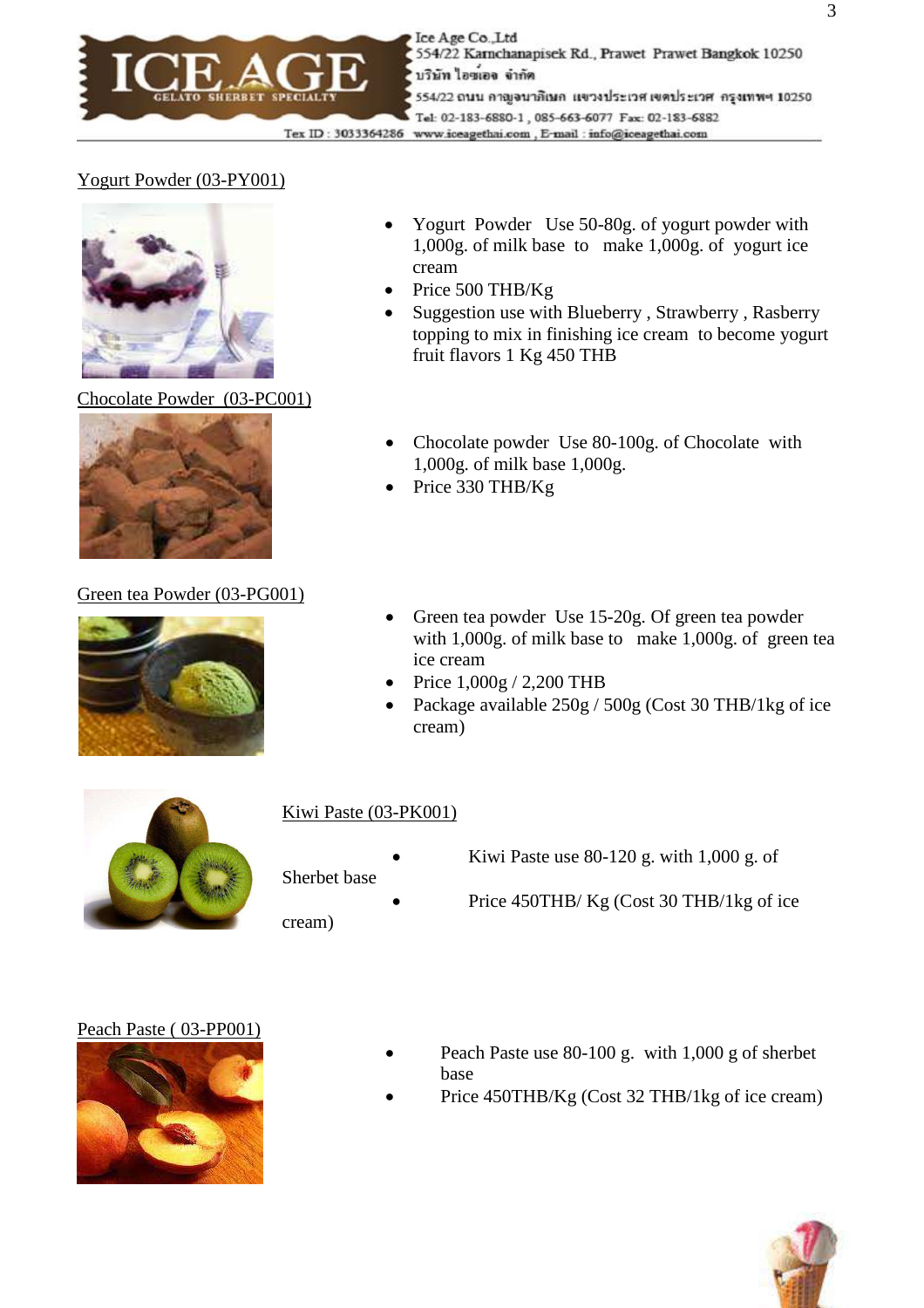Ice Age Co.,Ltd
554/22 Kamchanapisek Rd., Prawet Prawet Bangkok 10250
บริษัท ไอซ์เอจ จำกัด
554/22 ถนน กาญจนาภิเษก แขวงประเวศ เขตประเวศ กรุงเทพฯ 10250
Tel: 02-183-6880-1 , 085-663-6077 Fax: 02-183-6882
Tex ID : 3033364286 www.iceagethai.com , E-mail : info@iceagethai.com

Yogurt Powder (03-PY001)

- Yogurt Powder Use 50-80g. of yogurt powder with 1,000g. of milk base to make 1,000g. of yogurt ice cream
- Price 500 THB/Kg
- Suggestion use with Blueberry , Strawberry , Rasberry topping to mix in finishing ice cream to become yogurt fruit flavors 1 Kg 450 THB

Chocolate Powder (03-PC001)

- Chocolate powder Use 80-100g. of Chocolate with 1,000g. of milk base 1,000g.
- Price 330 THB/Kg

Green tea Powder (03-PG001)

- Green tea powder Use 15-20g. Of green tea powder with 1,000g. of milk base to make 1,000g. of green tea ice cream
- Price 1,000g / 2,200 THB
- Package available 250g / 500g (Cost 30 THB/1kg of ice cream)

Kiwi Paste (03-PK001)

- Kiwi Paste use 80-120 g. with 1,000 g. of Sherbet base
- Price 450THB/ Kg (Cost 30 THB/1kg of ice cream)

Peach Paste ( 03-PP001)

- Peach Paste use 80-100 g. with 1,000 g of sherbet base
- Price 450THB/Kg (Cost 32 THB/1kg of ice cream)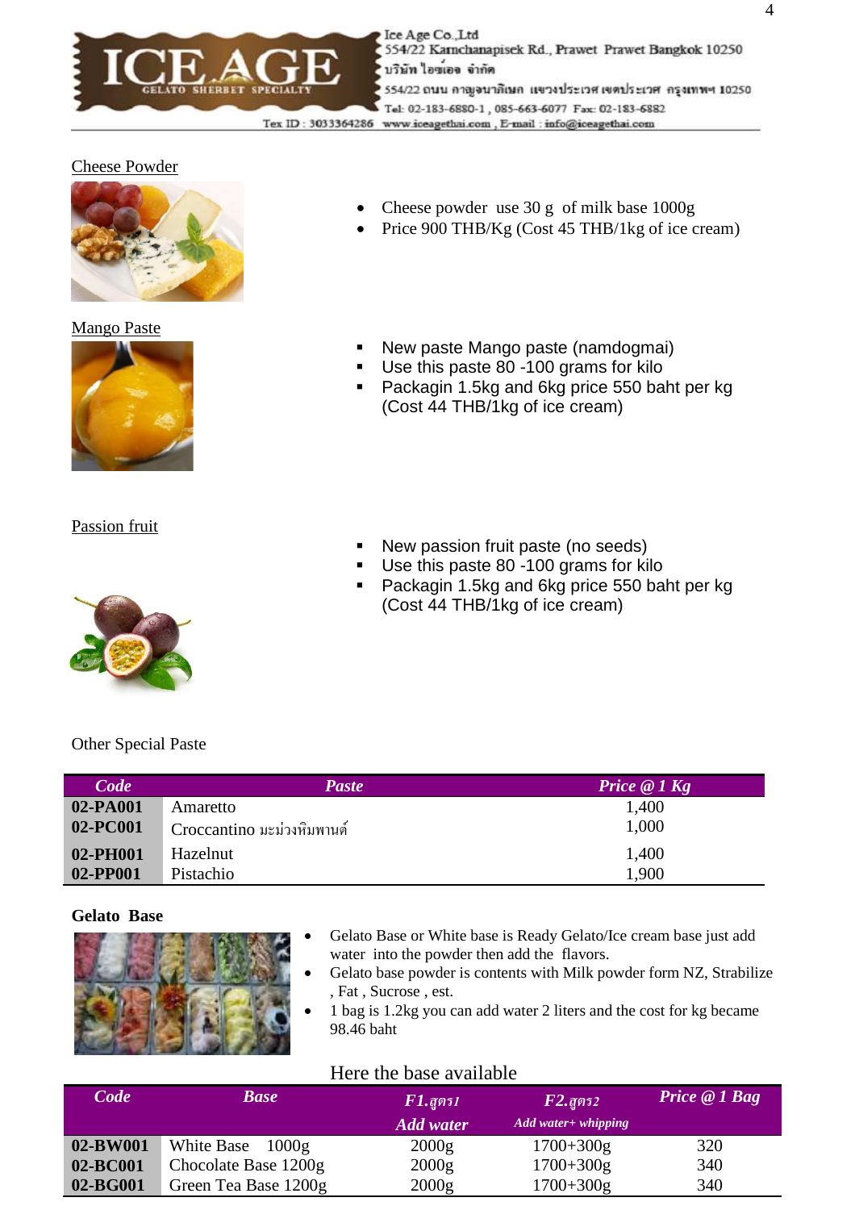Ice Age Co.,Ltd
554/22 Kamchanapisek Rd., Prawet Prawet Bangkok 10250
บริษัท ไอซ์เอจ จำกัด
554/22 ถนน กาญจนาภิเษก แขวงประเวศ เขตประเวศ กรุงเทพฯ 10250
Tel: 02-183-6880-1 , 085-663-6077 Fax: 02-183-6882
Tex ID : 3033364286 www.iceagethai.com , E-mail : info@iceagethai.com

## Cheese Powder

- Cheese powder use 30 g of milk base 1000g
- Price 900 THB/Kg (Cost 45 THB/1kg of ice cream)

## Mango Paste

- New paste Mango paste (namdogmai)
- Use this paste 80 -100 grams for kilo
- Packagin 1.5kg and 6kg price 550 baht per kg (Cost 44 THB/1kg of ice cream)

## Passion fruit

- New passion fruit paste (no seeds)
- Use this paste 80 -100 grams for kilo
- Packagin 1.5kg and 6kg price 550 baht per kg (Cost 44 THB/1kg of ice cream)

Other Special Paste

| *Code* | *Paste* | *Price @ 1 Kg* |
|---|---|---|
| **02-PA001** | Amaretto | 1,400 |
| **02-PC001** | Croccantino มะม่วงหิมพานต์ | 1,000 |
| **02-PH001** | Hazelnut | 1,400 |
| **02-PP001** | Pistachio | 1,900 |

**Gelato Base**

- Gelato Base or White base is Ready Gelato/Ice cream base just add water into the powder then add the flavors.
- Gelato base powder is contents with Milk powder form NZ, Strabilize , Fat , Sucrose , est.
- 1 bag is 1.2kg you can add water 2 liters and the cost for kg became 98.46 baht

Here the base available

| *Code* | *Base* | *F1.สูตร1 Add water* | *F2.สูตร2 Add water+ whipping* | *Price @ 1 Bag* |
|---|---|---|---|---|
| **02-BW001** | White Base 1000g | 2000g | 1700+300g | 320 |
| **02-BC001** | Chocolate Base 1200g | 2000g | 1700+300g | 340 |
| **02-BG001** | Green Tea Base 1200g | 2000g | 1700+300g | 340 |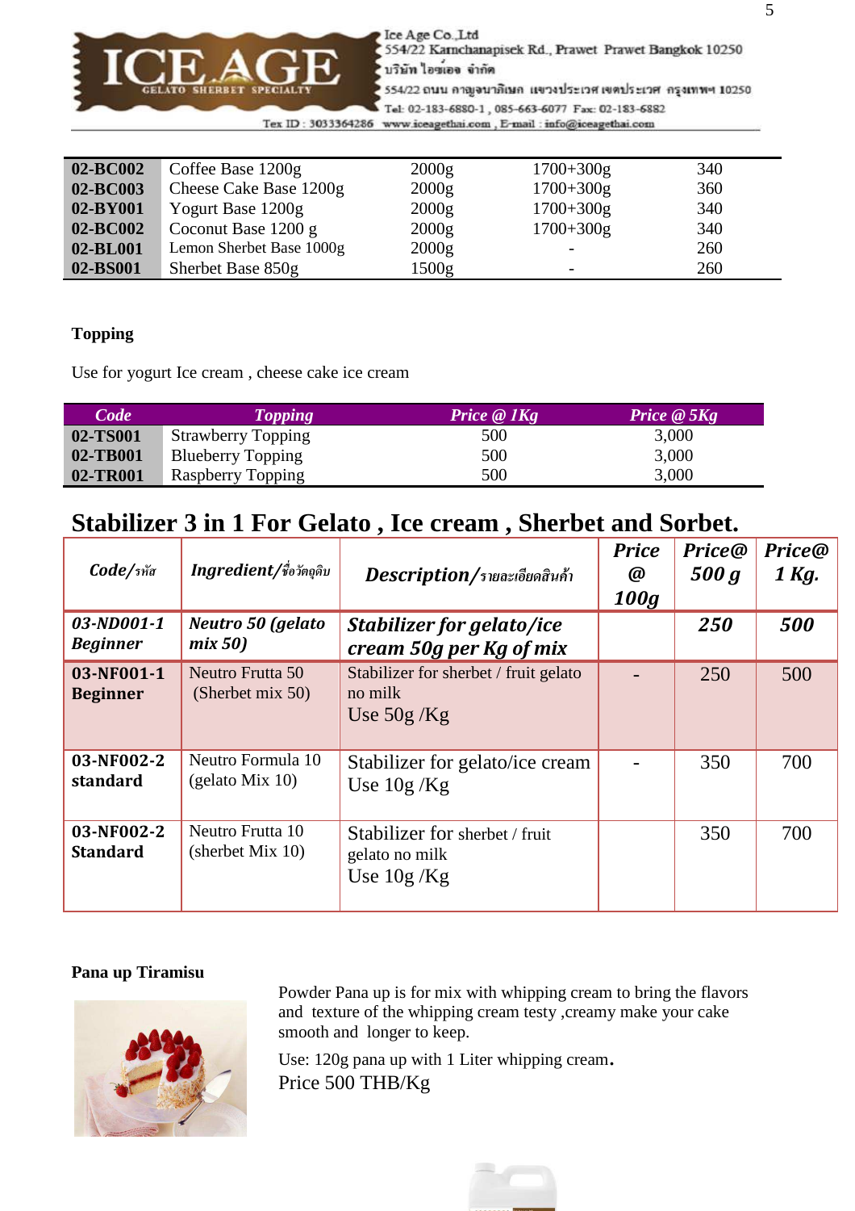Ice Age Co.,Ltd
554/22 Kamchanapisek Rd., Prawet Prawet Bangkok 10250
บริษัท ไอซ์เอจ จำกัด
554/22 ถนน กาญจนาภิเษก แขวงประเวศ เขตประเวศ กรุงเทพฯ 10250
Tel: 02-183-6880-1 , 085-663-6077 Fax: 02-183-6882
Tax ID : 3033364286 www.iceagethai.com , E-mail : info@iceagethai.com

| | | | | |
|---|---|---|---|---|
| **02-BC002** | Coffee Base 1200g | 2000g | 1700+300g | 340 |
| **02-BC003** | Cheese Cake Base 1200g | 2000g | 1700+300g | 360 |
| **02-BY001** | Yogurt Base 1200g | 2000g | 1700+300g | 340 |
| **02-BC002** | Coconut Base 1200 g | 2000g | 1700+300g | 340 |
| **02-BL001** | Lemon Sherbet Base 1000g | 2000g | - | 260 |
| **02-BS001** | Sherbet Base 850g | 1500g | - | 260 |

**Topping**

Use for yogurt Ice cream , cheese cake ice cream

| *Code* | *Topping* | *Price @ 1Kg* | *Price @ 5Kg* |
|---|---|---|---|
| **02-TS001** | Strawberry Topping | 500 | 3,000 |
| **02-TB001** | Blueberry Topping | 500 | 3,000 |
| **02-TR001** | Raspberry Topping | 500 | 3,000 |

## Stabilizer 3 in 1 For Gelato , Ice cream , Sherbet and Sorbet.

| *Code/รหัส* | *Ingredient/ชื่อวัตถุดิบ* | *Description/รายละเอียดสินค้า* | *Price @ 100g* | *Price@ 500 g* | *Price@ 1 Kg.* |
|---|---|---|---|---|---|
| ***03-ND001-1 Beginner*** | ***Neutro 50 (gelato mix 50)*** | ***Stabilizer for gelato/ice cream 50g per Kg of mix*** | | ***250*** | ***500*** |
| **03-NF001-1 Beginner** | Neutro Frutta 50 (Sherbet mix 50) | Stabilizer for sherbet / fruit gelato no milk Use 50g /Kg | - | 250 | 500 |
| **03-NF002-2 standard** | Neutro Formula 10 (gelato Mix 10) | Stabilizer for gelato/ice cream Use 10g /Kg | - | 350 | 700 |
| **03-NF002-2 Standard** | Neutro Frutta 10 (sherbet Mix 10) | Stabilizer for sherbet / fruit gelato no milk Use 10g /Kg | | 350 | 700 |

**Pana up Tiramisu**

Powder Pana up is for mix with whipping cream to bring the flavors and texture of the whipping cream testy ,creamy make your cake smooth and longer to keep.

Use: 120g pana up with 1 Liter whipping cream.

Price 500 THB/Kg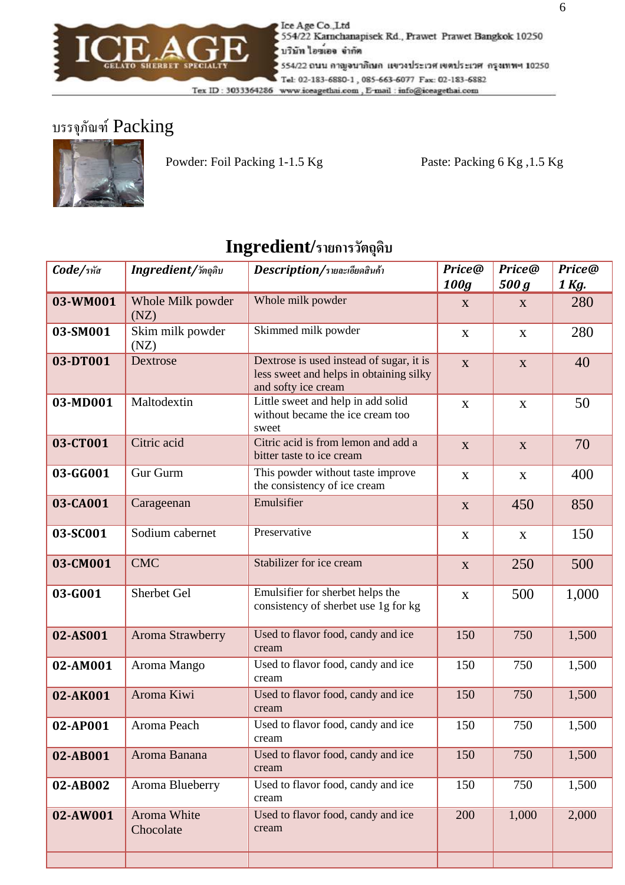Ice Age Co.,Ltd
554/22 Karnchanapisek Rd., Prawet Prawet Bangkok 10250
บริษัท ไอซ์เอจ จำกัด
554/22 ถนน กาญจนาภิเษก แขวงประเวศ เขตประเวศ กรุงเทพฯ 10250
Tel: 02-183-6880-1 , 085-663-6077 Fax: 02-183-6882
Tex ID : 3033364286 www.iceagethai.com , E-mail : info@iceagethai.com

## บรรจุภัณฑ์ Packing

Powder: Foil Packing 1-1.5 Kg

Paste: Packing 6 Kg ,1.5 Kg

## Ingredient/รายการวัตถุดิบ

| *Code/รหัส* | *Ingredient/วัตถุดิบ* | *Description/รายละเอียดสินค้า* | *Price@ 100g* | *Price@ 500 g* | *Price@ 1 Kg.* |
|---|---|---|---|---|---|
| **03-WM001** | Whole Milk powder (NZ) | Whole milk powder | x | x | 280 |
| **03-SM001** | Skim milk powder (NZ) | Skimmed milk powder | x | x | 280 |
| **03-DT001** | Dextrose | Dextrose is used instead of sugar, it is less sweet and helps in obtaining silky and softy ice cream | x | x | 40 |
| **03-MD001** | Maltodextin | Little sweet and help in add solid without became the ice cream too sweet | x | x | 50 |
| **03-CT001** | Citric acid | Citric acid is from lemon and add a bitter taste to ice cream | x | x | 70 |
| **03-GG001** | Gur Gurm | This powder without taste improve the consistency of ice cream | x | x | 400 |
| **03-CA001** | Carageenan | Emulsifier | x | 450 | 850 |
| **03-SC001** | Sodium cabernet | Preservative | x | x | 150 |
| **03-CM001** | CMC | Stabilizer for ice cream | x | 250 | 500 |
| **03-G001** | Sherbet Gel | Emulsifier for sherbet helps the consistency of sherbet use 1g for kg | x | 500 | 1,000 |
| **02-AS001** | Aroma Strawberry | Used to flavor food, candy and ice cream | 150 | 750 | 1,500 |
| **02-AM001** | Aroma Mango | Used to flavor food, candy and ice cream | 150 | 750 | 1,500 |
| **02-AK001** | Aroma Kiwi | Used to flavor food, candy and ice cream | 150 | 750 | 1,500 |
| **02-AP001** | Aroma Peach | Used to flavor food, candy and ice cream | 150 | 750 | 1,500 |
| **02-AB001** | Aroma Banana | Used to flavor food, candy and ice cream | 150 | 750 | 1,500 |
| **02-AB002** | Aroma Blueberry | Used to flavor food, candy and ice cream | 150 | 750 | 1,500 |
| **02-AW001** | Aroma White Chocolate | Used to flavor food, candy and ice cream | 200 | 1,000 | 2,000 |
| | | | | | |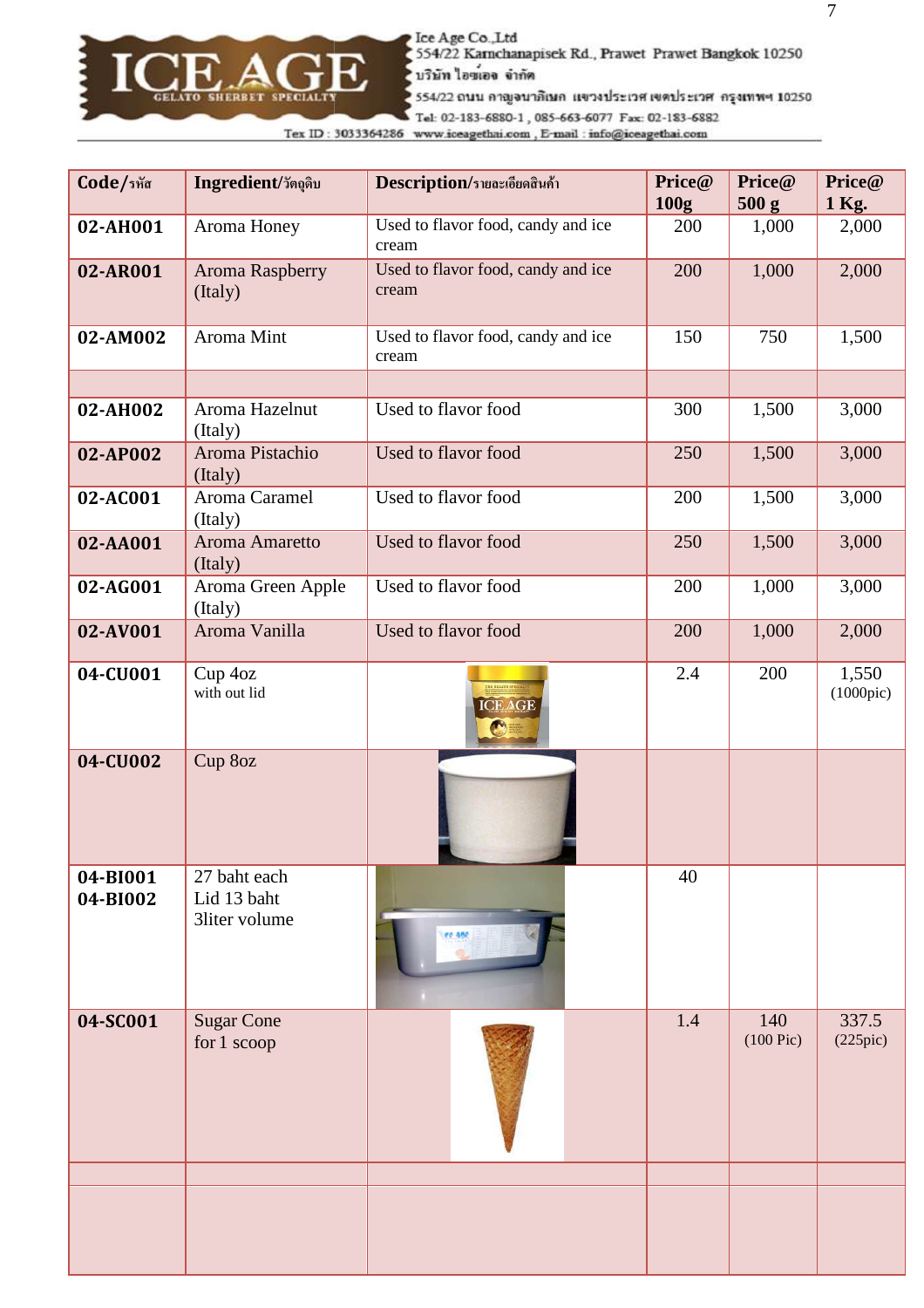Ice Age Co.,Ltd
554/22 Karnchanapisek Rd., Prawet Prawet Bangkok 10250
บริษัท ไอซ์เอจ จำกัด
554/22 ถนน กาญจนาภิเษก แขวงประเวศ เขตประเวศ กรุงเทพฯ 10250
Tel: 02-183-6880-1 , 085-663-6077 Fax: 02-183-6882
Tax ID : 3033364286 www.iceagethai.com , E-mail : info@iceagethai.com

| Code/รหัส | Ingredient/วัตถุดิบ | Description/รายละเอียดสินค้า | Price@ 100g | Price@ 500 g | Price@ 1 Kg. |
|---|---|---|---|---|---|
| 02-AH001 | Aroma Honey | Used to flavor food, candy and ice cream | 200 | 1,000 | 2,000 |
| 02-AR001 | Aroma Raspberry (Italy) | Used to flavor food, candy and ice cream | 200 | 1,000 | 2,000 |
| 02-AM002 | Aroma Mint | Used to flavor food, candy and ice cream | 150 | 750 | 1,500 |
| | | | | | |
| 02-AH002 | Aroma Hazelnut (Italy) | Used to flavor food | 300 | 1,500 | 3,000 |
| 02-AP002 | Aroma Pistachio (Italy) | Used to flavor food | 250 | 1,500 | 3,000 |
| 02-AC001 | Aroma Caramel (Italy) | Used to flavor food | 200 | 1,500 | 3,000 |
| 02-AA001 | Aroma Amaretto (Italy) | Used to flavor food | 250 | 1,500 | 3,000 |
| 02-AG001 | Aroma Green Apple (Italy) | Used to flavor food | 200 | 1,000 | 3,000 |
| 02-AV001 | Aroma Vanilla | Used to flavor food | 200 | 1,000 | 2,000 |
| 04-CU001 | Cup 4oz with out lid | | 2.4 | 200 | 1,550 (1000pic) |
| 04-CU002 | Cup 8oz | | | | |
| 04-BI001 04-BI002 | 27 baht each Lid 13 baht 3liter volume | | 40 | | |
| 04-SC001 | Sugar Cone for 1 scoop | | 1.4 | 140 (100 Pic) | 337.5 (225pic) |
| | | | | | |
| | | | | | |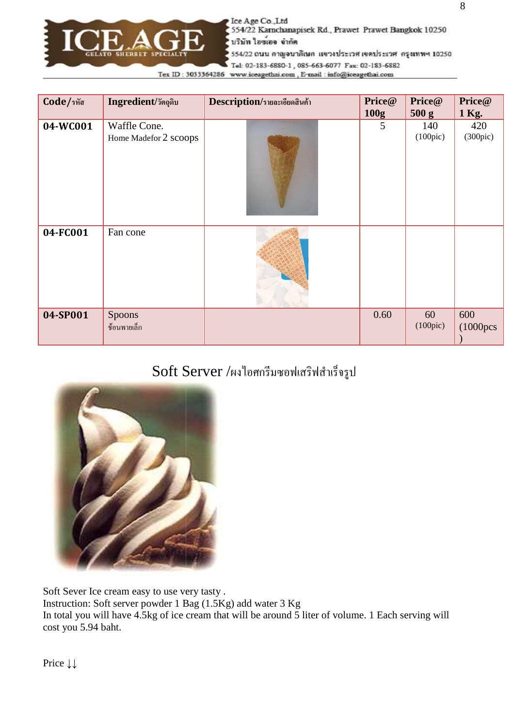Ice Age Co.,Ltd
554/22 Karnchanapisek Rd., Prawet Prawet Bangkok 10250
บริษัท ไอซ์เอจ จำกัด
554/22 ถนน กาญจนาภิเษก แขวงประเวศ เขตประเวศ กรุงเทพฯ 10250
Tel: 02-183-6880-1 , 085-663-6077 Fax: 02-183-6882
Tex ID : 3033364286 www.iceagethai.com , E-mail : info@iceagethai.com

| Code/รหัส | Ingredient/วัตถุดิบ | Description/รายละเอียดสินค้า | Price@ 100g | Price@ 500 g | Price@ 1 Kg. |
|---|---|---|---|---|---|
| 04-WC001 | Waffle Cone. Home Madefor 2 scoops | | 5 | 140 (100pic) | 420 (300pic) |
| 04-FC001 | Fan cone | | | | |
| 04-SP001 | Spoons ช้อนพายเล็ก | | 0.60 | 60 (100pic) | 600 (1000pcs) |

## Soft Server /ผงไอศกรีมซอฟเสริฟสำเร็จรูป

Soft Sever Ice cream easy to use very tasty .
Instruction: Soft server powder 1 Bag (1.5Kg) add water 3 Kg
In total you will have 4.5kg of ice cream that will be around 5 liter of volume. 1 Each serving will cost you 5.94 baht.

Price ↓↓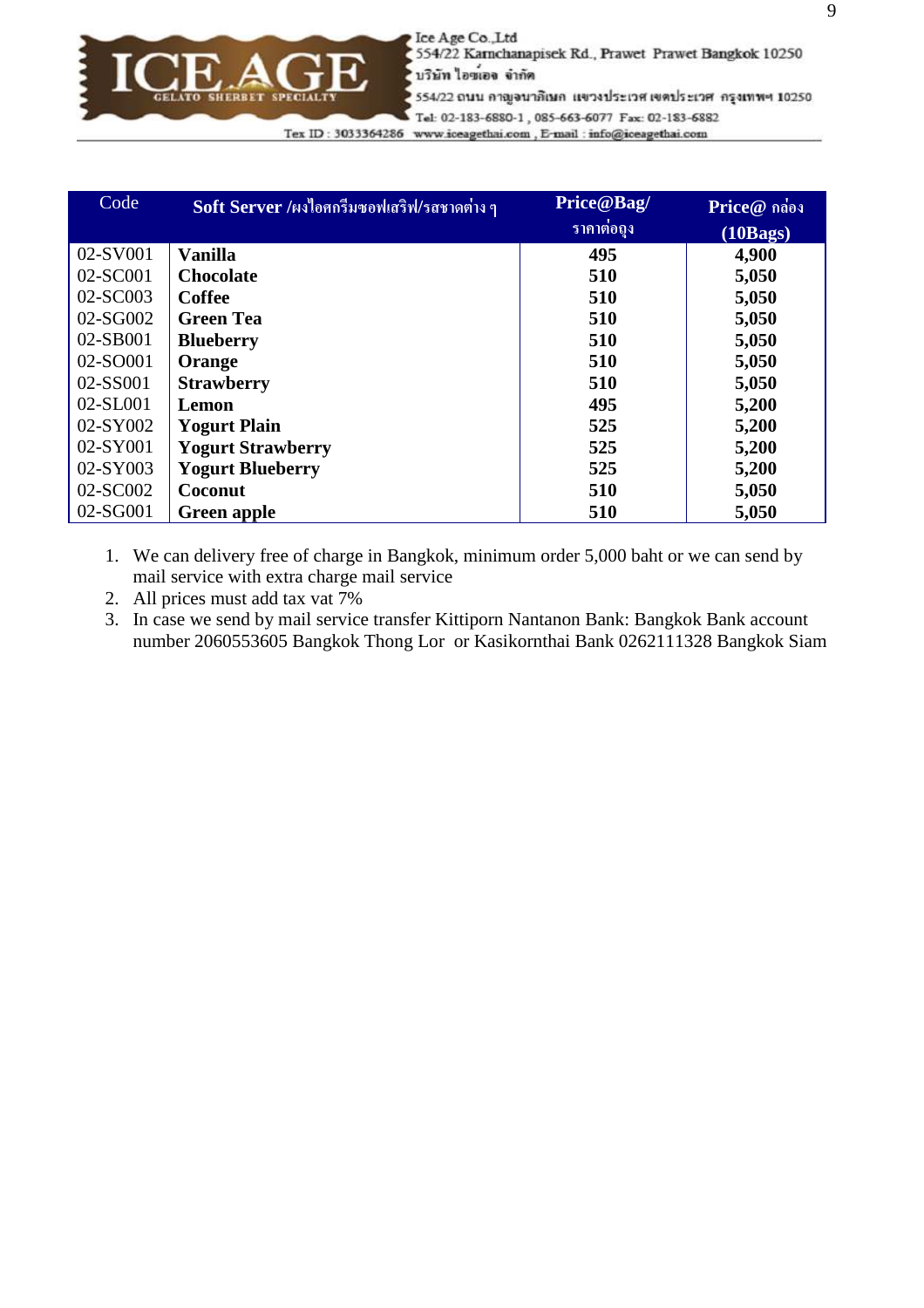Ice Age Co.,Ltd
554/22 Kamchanapisek Rd., Prawet Prawet Bangkok 10250
บริษัท ไอซ์เอจ จำกัด
554/22 ถนน กาญจนาภิเษก แขวงประเวศ เขตประเวศ กรุงเทพฯ 10250
Tel: 02-183-6880-1 , 085-663-6077 Fax: 02-183-6882
Tex ID : 3033364286 www.iceagethai.com , E-mail : info@iceagethai.com

| Code | Soft Server /ผงไอศกรีมซอฟเสิร์ฟ/รสชาดต่าง ๆ | Price@Bag/ ราคาต่อถุง | Price@ กล่อง (10Bags) |
|---|---|---|---|
| 02-SV001 | **Vanilla** | **495** | **4,900** |
| 02-SC001 | **Chocolate** | **510** | **5,050** |
| 02-SC003 | **Coffee** | **510** | **5,050** |
| 02-SG002 | **Green Tea** | **510** | **5,050** |
| 02-SB001 | **Blueberry** | **510** | **5,050** |
| 02-SO001 | **Orange** | **510** | **5,050** |
| 02-SS001 | **Strawberry** | **510** | **5,050** |
| 02-SL001 | **Lemon** | **495** | **5,200** |
| 02-SY002 | **Yogurt Plain** | **525** | **5,200** |
| 02-SY001 | **Yogurt Strawberry** | **525** | **5,200** |
| 02-SY003 | **Yogurt Blueberry** | **525** | **5,200** |
| 02-SC002 | **Coconut** | **510** | **5,050** |
| 02-SG001 | **Green apple** | **510** | **5,050** |

1. We can delivery free of charge in Bangkok, minimum order 5,000 baht or we can send by mail service with extra charge mail service
2. All prices must add tax vat 7%
3. In case we send by mail service transfer Kittiporn Nantanon Bank: Bangkok Bank account number 2060553605 Bangkok Thong Lor or Kasikornthai Bank 0262111328 Bangkok Siam